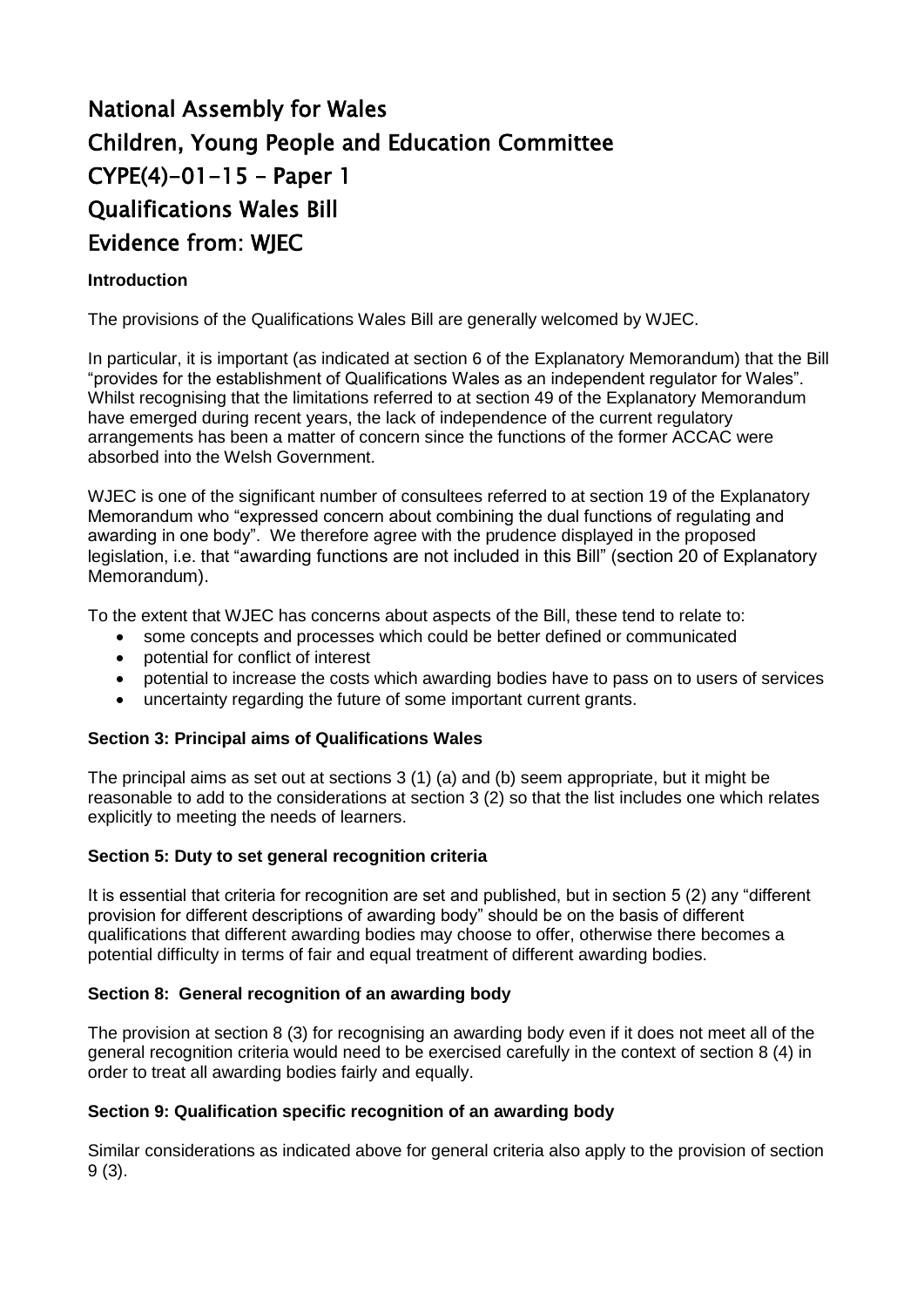# National Assembly for Wales
# Children, Young People and Education Committee
# CYPE(4)-01-15 – Paper 1
# Qualifications Wales Bill
# Evidence from: WJEC

**Introduction**

The provisions of the Qualifications Wales Bill are generally welcomed by WJEC.

In particular, it is important (as indicated at section 6 of the Explanatory Memorandum) that the Bill "provides for the establishment of Qualifications Wales as an independent regulator for Wales". Whilst recognising that the limitations referred to at section 49 of the Explanatory Memorandum have emerged during recent years, the lack of independence of the current regulatory arrangements has been a matter of concern since the functions of the former ACCAC were absorbed into the Welsh Government.

WJEC is one of the significant number of consultees referred to at section 19 of the Explanatory Memorandum who "expressed concern about combining the dual functions of regulating and awarding in one body". We therefore agree with the prudence displayed in the proposed legislation, i.e. that "awarding functions are not included in this Bill" (section 20 of Explanatory Memorandum).

To the extent that WJEC has concerns about aspects of the Bill, these tend to relate to:

- some concepts and processes which could be better defined or communicated
- potential for conflict of interest
- potential to increase the costs which awarding bodies have to pass on to users of services
- uncertainty regarding the future of some important current grants.

**Section 3: Principal aims of Qualifications Wales**

The principal aims as set out at sections 3 (1) (a) and (b) seem appropriate, but it might be reasonable to add to the considerations at section 3 (2) so that the list includes one which relates explicitly to meeting the needs of learners.

**Section 5: Duty to set general recognition criteria**

It is essential that criteria for recognition are set and published, but in section 5 (2) any "different provision for different descriptions of awarding body" should be on the basis of different qualifications that different awarding bodies may choose to offer, otherwise there becomes a potential difficulty in terms of fair and equal treatment of different awarding bodies.

**Section 8: General recognition of an awarding body**

The provision at section 8 (3) for recognising an awarding body even if it does not meet all of the general recognition criteria would need to be exercised carefully in the context of section 8 (4) in order to treat all awarding bodies fairly and equally.

**Section 9: Qualification specific recognition of an awarding body**

Similar considerations as indicated above for general criteria also apply to the provision of section 9 (3).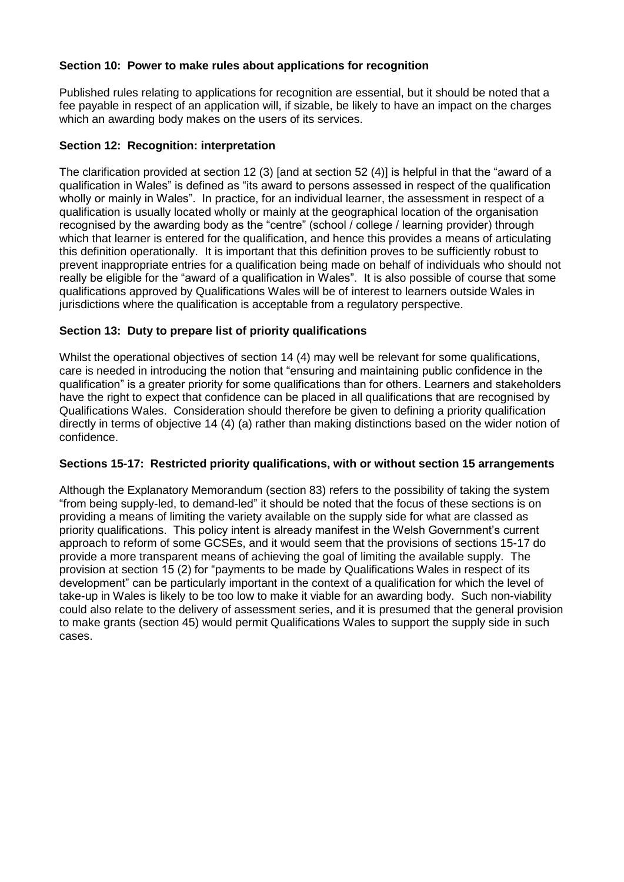**Section 10: Power to make rules about applications for recognition**

Published rules relating to applications for recognition are essential, but it should be noted that a fee payable in respect of an application will, if sizable, be likely to have an impact on the charges which an awarding body makes on the users of its services.

**Section 12: Recognition: interpretation**

The clarification provided at section 12 (3) [and at section 52 (4)] is helpful in that the "award of a qualification in Wales" is defined as "its award to persons assessed in respect of the qualification wholly or mainly in Wales". In practice, for an individual learner, the assessment in respect of a qualification is usually located wholly or mainly at the geographical location of the organisation recognised by the awarding body as the "centre" (school / college / learning provider) through which that learner is entered for the qualification, and hence this provides a means of articulating this definition operationally. It is important that this definition proves to be sufficiently robust to prevent inappropriate entries for a qualification being made on behalf of individuals who should not really be eligible for the "award of a qualification in Wales". It is also possible of course that some qualifications approved by Qualifications Wales will be of interest to learners outside Wales in jurisdictions where the qualification is acceptable from a regulatory perspective.

**Section 13: Duty to prepare list of priority qualifications**

Whilst the operational objectives of section 14 (4) may well be relevant for some qualifications, care is needed in introducing the notion that "ensuring and maintaining public confidence in the qualification" is a greater priority for some qualifications than for others. Learners and stakeholders have the right to expect that confidence can be placed in all qualifications that are recognised by Qualifications Wales. Consideration should therefore be given to defining a priority qualification directly in terms of objective 14 (4) (a) rather than making distinctions based on the wider notion of confidence.

**Sections 15-17: Restricted priority qualifications, with or without section 15 arrangements**

Although the Explanatory Memorandum (section 83) refers to the possibility of taking the system "from being supply-led, to demand-led" it should be noted that the focus of these sections is on providing a means of limiting the variety available on the supply side for what are classed as priority qualifications. This policy intent is already manifest in the Welsh Government's current approach to reform of some GCSEs, and it would seem that the provisions of sections 15-17 do provide a more transparent means of achieving the goal of limiting the available supply. The provision at section 15 (2) for "payments to be made by Qualifications Wales in respect of its development" can be particularly important in the context of a qualification for which the level of take-up in Wales is likely to be too low to make it viable for an awarding body. Such non-viability could also relate to the delivery of assessment series, and it is presumed that the general provision to make grants (section 45) would permit Qualifications Wales to support the supply side in such cases.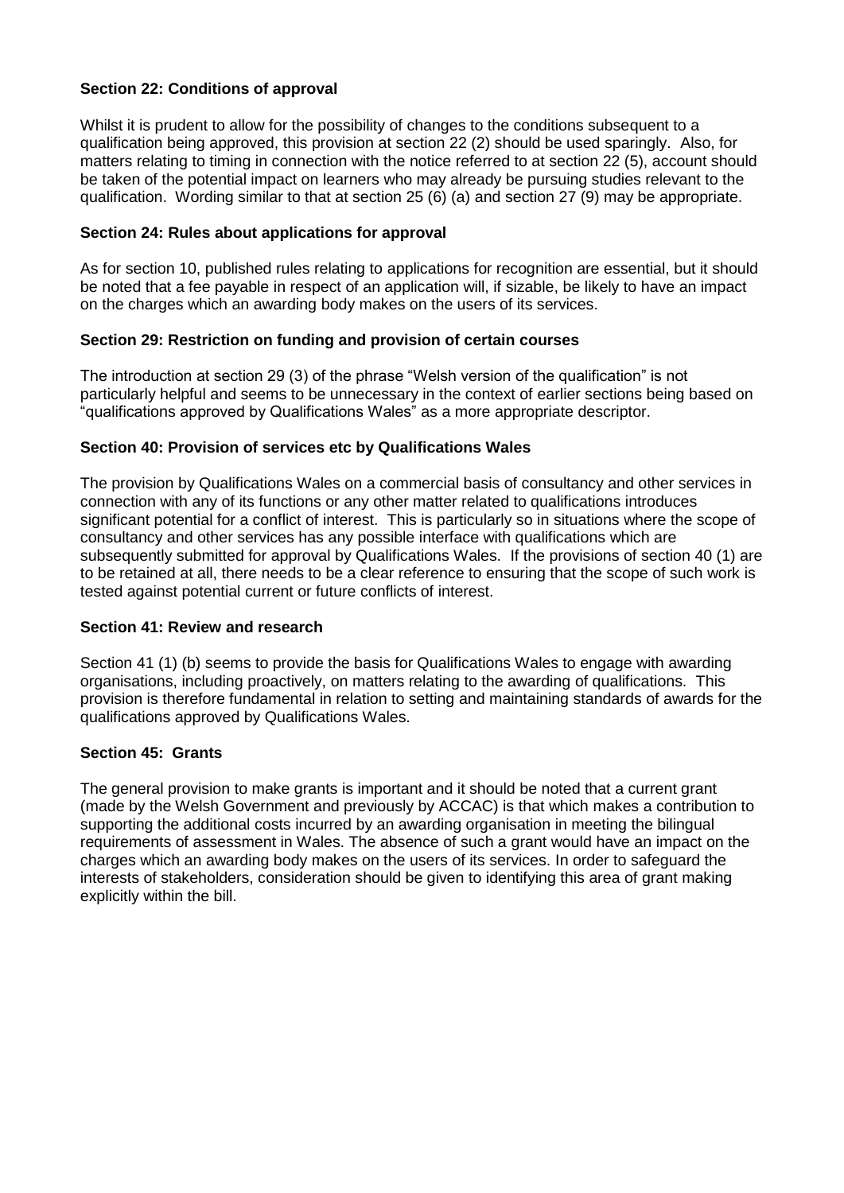**Section 22: Conditions of approval**

Whilst it is prudent to allow for the possibility of changes to the conditions subsequent to a qualification being approved, this provision at section 22 (2) should be used sparingly. Also, for matters relating to timing in connection with the notice referred to at section 22 (5), account should be taken of the potential impact on learners who may already be pursuing studies relevant to the qualification. Wording similar to that at section 25 (6) (a) and section 27 (9) may be appropriate.

**Section 24: Rules about applications for approval**

As for section 10, published rules relating to applications for recognition are essential, but it should be noted that a fee payable in respect of an application will, if sizable, be likely to have an impact on the charges which an awarding body makes on the users of its services.

**Section 29: Restriction on funding and provision of certain courses**

The introduction at section 29 (3) of the phrase "Welsh version of the qualification" is not particularly helpful and seems to be unnecessary in the context of earlier sections being based on "qualifications approved by Qualifications Wales" as a more appropriate descriptor.

**Section 40: Provision of services etc by Qualifications Wales**

The provision by Qualifications Wales on a commercial basis of consultancy and other services in connection with any of its functions or any other matter related to qualifications introduces significant potential for a conflict of interest. This is particularly so in situations where the scope of consultancy and other services has any possible interface with qualifications which are subsequently submitted for approval by Qualifications Wales. If the provisions of section 40 (1) are to be retained at all, there needs to be a clear reference to ensuring that the scope of such work is tested against potential current or future conflicts of interest.

**Section 41: Review and research**

Section 41 (1) (b) seems to provide the basis for Qualifications Wales to engage with awarding organisations, including proactively, on matters relating to the awarding of qualifications. This provision is therefore fundamental in relation to setting and maintaining standards of awards for the qualifications approved by Qualifications Wales.

**Section 45: Grants**

The general provision to make grants is important and it should be noted that a current grant (made by the Welsh Government and previously by ACCAC) is that which makes a contribution to supporting the additional costs incurred by an awarding organisation in meeting the bilingual requirements of assessment in Wales. The absence of such a grant would have an impact on the charges which an awarding body makes on the users of its services. In order to safeguard the interests of stakeholders, consideration should be given to identifying this area of grant making explicitly within the bill.